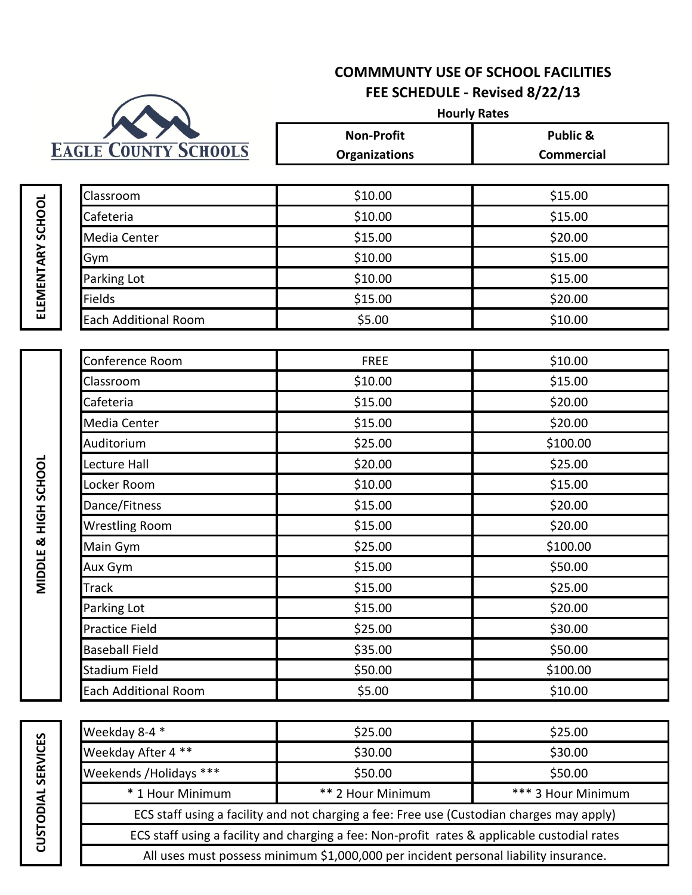EAGLE COUNTY SCHOOLS

# COMMMUNTY USE OF SCHOOL FACILITIES
## FEE SCHEDULE - Revised 8/22/13

**Hourly Rates**

| Category | Facility | Non-Profit Organizations | Public & Commercial |
|---|---|---|---|
| ELEMENTARY SCHOOL | Classroom | $10.00 | $15.00 |
| | Cafeteria | $10.00 | $15.00 |
| | Media Center | $15.00 | $20.00 |
| | Gym | $10.00 | $15.00 |
| | Parking Lot | $10.00 | $15.00 |
| | Fields | $15.00 | $20.00 |
| | Each Additional Room | $5.00 | $10.00 |
| MIDDLE & HIGH SCHOOL | Conference Room | FREE | $10.00 |
| | Classroom | $10.00 | $15.00 |
| | Cafeteria | $15.00 | $20.00 |
| | Media Center | $15.00 | $20.00 |
| | Auditorium | $25.00 | $100.00 |
| | Lecture Hall | $20.00 | $25.00 |
| | Locker Room | $10.00 | $15.00 |
| | Dance/Fitness | $15.00 | $20.00 |
| | Wrestling Room | $15.00 | $20.00 |
| | Main Gym | $25.00 | $100.00 |
| | Aux Gym | $15.00 | $50.00 |
| | Track | $15.00 | $25.00 |
| | Parking Lot | $15.00 | $20.00 |
| | Practice Field | $25.00 | $30.00 |
| | Baseball Field | $35.00 | $50.00 |
| | Stadium Field | $50.00 | $100.00 |
| | Each Additional Room | $5.00 | $10.00 |
| CUSTODIAL SERVICES | Weekday 8-4 * | $25.00 | $25.00 |
| | Weekday After 4 ** | $30.00 | $30.00 |
| | Weekends /Holidays *** | $50.00 | $50.00 |
| | * 1 Hour Minimum | ** 2 Hour Minimum | *** 3 Hour Minimum |

ECS staff using a facility and not charging a fee: Free use (Custodian charges may apply)

ECS staff using a facility and charging a fee: Non-profit rates & applicable custodial rates

All uses must possess minimum $1,000,000 per incident personal liability insurance.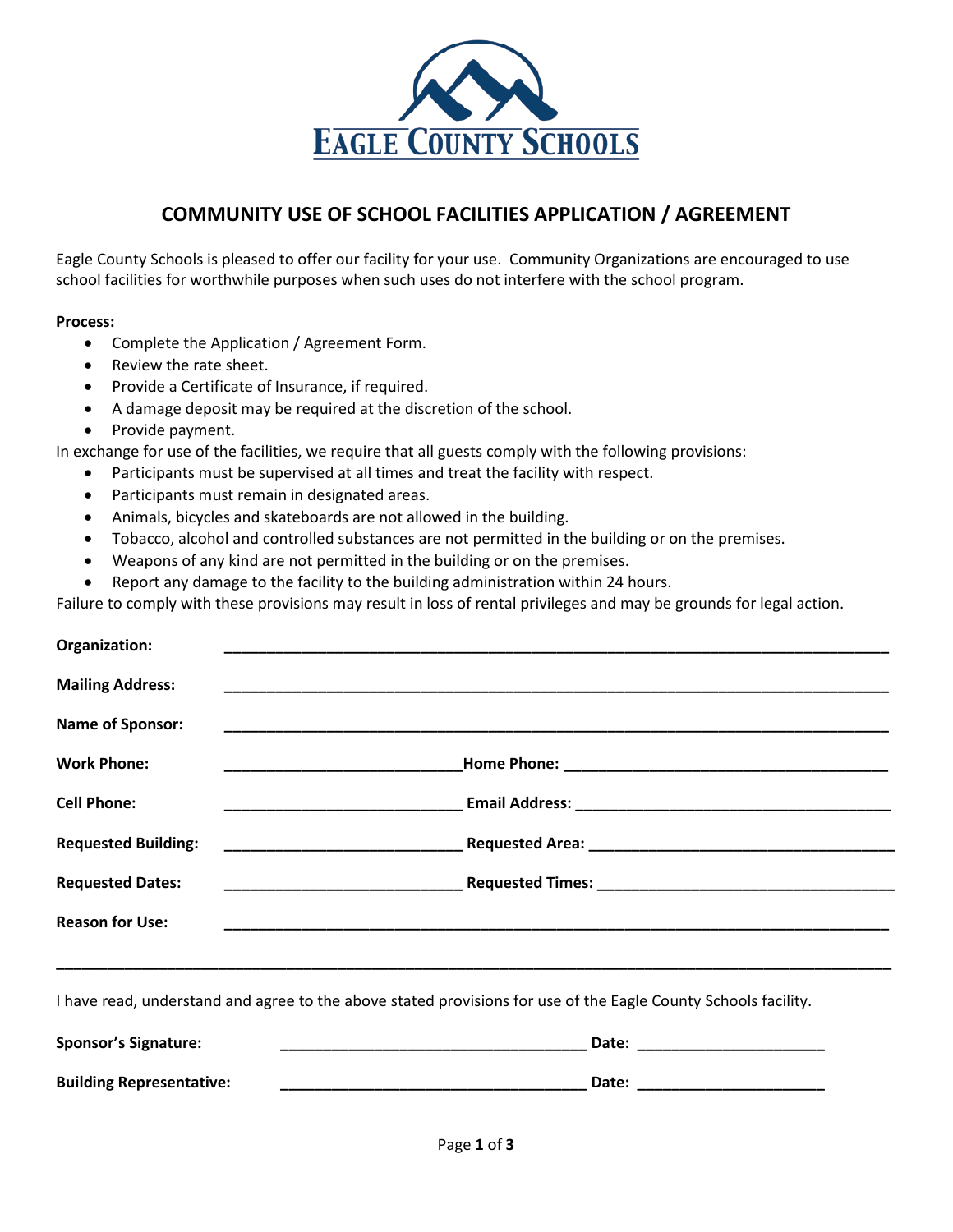EAGLE COUNTY SCHOOLS

# COMMUNITY USE OF SCHOOL FACILITIES APPLICATION / AGREEMENT

Eagle County Schools is pleased to offer our facility for your use. Community Organizations are encouraged to use school facilities for worthwhile purposes when such uses do not interfere with the school program.

**Process:**

- Complete the Application / Agreement Form.
- Review the rate sheet.
- Provide a Certificate of Insurance, if required.
- A damage deposit may be required at the discretion of the school.
- Provide payment.

In exchange for use of the facilities, we require that all guests comply with the following provisions:

- Participants must be supervised at all times and treat the facility with respect.
- Participants must remain in designated areas.
- Animals, bicycles and skateboards are not allowed in the building.
- Tobacco, alcohol and controlled substances are not permitted in the building or on the premises.
- Weapons of any kind are not permitted in the building or on the premises.
- Report any damage to the facility to the building administration within 24 hours.

Failure to comply with these provisions may result in loss of rental privileges and may be grounds for legal action.

**Organization:** ______________________________________________

**Mailing Address:** ______________________________________________

**Name of Sponsor:** ______________________________________________

**Work Phone:** ____________________________ **Home Phone:** ____________________________

**Cell Phone:** ____________________________ **Email Address:** ____________________________

**Requested Building:** ____________________________ **Requested Area:** ____________________________

**Requested Dates:** ____________________________ **Requested Times:** ____________________________

**Reason for Use:** ______________________________________________

______________________________________________________________

I have read, understand and agree to the above stated provisions for use of the Eagle County Schools facility.

**Sponsor's Signature:** ____________________________ **Date:** ____________________

**Building Representative:** ____________________________ **Date:** ____________________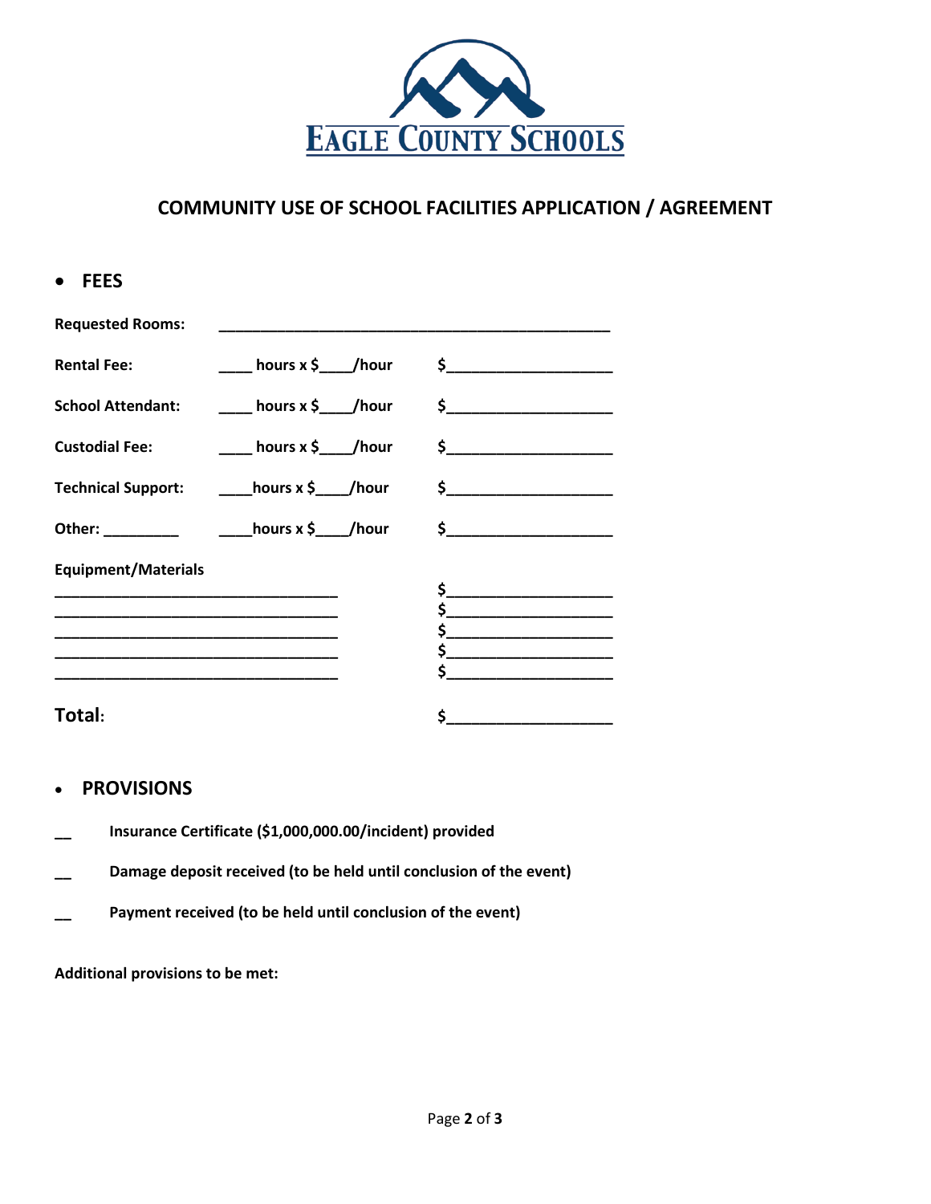EAGLE COUNTY SCHOOLS

## COMMUNITY USE OF SCHOOL FACILITIES APPLICATION / AGREEMENT

- **FEES**

| | | |
|---|---|---|
| **Requested Rooms:** | ______________________________________________ | |
| **Rental Fee:** | ____ hours x $____/hour | $___________________ |
| **School Attendant:** | ____ hours x $____/hour | $___________________ |
| **Custodial Fee:** | ____ hours x $____/hour | $___________________ |
| **Technical Support:** | ____hours x $____/hour | $___________________ |
| **Other:** _________ | ____hours x $____/hour | $___________________ |
| **Equipment/Materials** | | |
| _________________________________ | | $___________________ |
| _________________________________ | | $___________________ |
| _________________________________ | | $___________________ |
| _________________________________ | | $___________________ |
| _________________________________ | | $___________________ |
| **Total:** | | $___________________ |

- **PROVISIONS**

__ **Insurance Certificate ($1,000,000.00/incident) provided**

__ **Damage deposit received (to be held until conclusion of the event)**

__ **Payment received (to be held until conclusion of the event)**

**Additional provisions to be met:**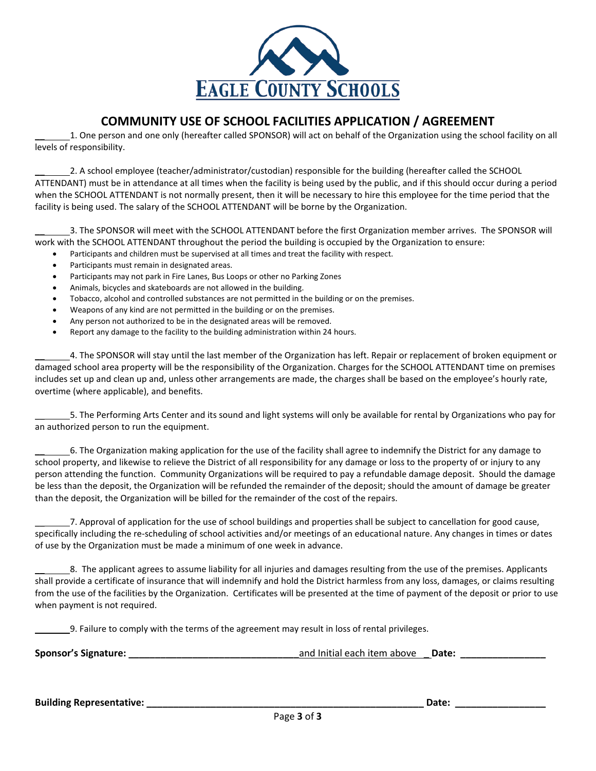EAGLE COUNTY SCHOOLS

## COMMUNITY USE OF SCHOOL FACILITIES APPLICATION / AGREEMENT

______1. One person and one only (hereafter called SPONSOR) will act on behalf of the Organization using the school facility on all levels of responsibility.

______2. A school employee (teacher/administrator/custodian) responsible for the building (hereafter called the SCHOOL ATTENDANT) must be in attendance at all times when the facility is being used by the public, and if this should occur during a period when the SCHOOL ATTENDANT is not normally present, then it will be necessary to hire this employee for the time period that the facility is being used. The salary of the SCHOOL ATTENDANT will be borne by the Organization.

______3. The SPONSOR will meet with the SCHOOL ATTENDANT before the first Organization member arrives. The SPONSOR will work with the SCHOOL ATTENDANT throughout the period the building is occupied by the Organization to ensure:

- Participants and children must be supervised at all times and treat the facility with respect.
- Participants must remain in designated areas.
- Participants may not park in Fire Lanes, Bus Loops or other no Parking Zones
- Animals, bicycles and skateboards are not allowed in the building.
- Tobacco, alcohol and controlled substances are not permitted in the building or on the premises.
- Weapons of any kind are not permitted in the building or on the premises.
- Any person not authorized to be in the designated areas will be removed.
- Report any damage to the facility to the building administration within 24 hours.

______4. The SPONSOR will stay until the last member of the Organization has left. Repair or replacement of broken equipment or damaged school area property will be the responsibility of the Organization. Charges for the SCHOOL ATTENDANT time on premises includes set up and clean up and, unless other arrangements are made, the charges shall be based on the employee's hourly rate, overtime (where applicable), and benefits.

______5. The Performing Arts Center and its sound and light systems will only be available for rental by Organizations who pay for an authorized person to run the equipment.

______6. The Organization making application for the use of the facility shall agree to indemnify the District for any damage to school property, and likewise to relieve the District of all responsibility for any damage or loss to the property of or injury to any person attending the function. Community Organizations will be required to pay a refundable damage deposit. Should the damage be less than the deposit, the Organization will be refunded the remainder of the deposit; should the amount of damage be greater than the deposit, the Organization will be billed for the remainder of the cost of the repairs.

______7. Approval of application for the use of school buildings and properties shall be subject to cancellation for good cause, specifically including the re-scheduling of school activities and/or meetings of an educational nature. Any changes in times or dates of use by the Organization must be made a minimum of one week in advance.

______8. The applicant agrees to assume liability for all injuries and damages resulting from the use of the premises. Applicants shall provide a certificate of insurance that will indemnify and hold the District harmless from any loss, damages, or claims resulting from the use of the facilities by the Organization. Certificates will be presented at the time of payment of the deposit or prior to use when payment is not required.

______9. Failure to comply with the terms of the agreement may result in loss of rental privileges.

**Sponsor's Signature:** ________________________________ and Initial each item above _ **Date:** ________________

**Building Representative:** ______________________________________________________ **Date:** _________________